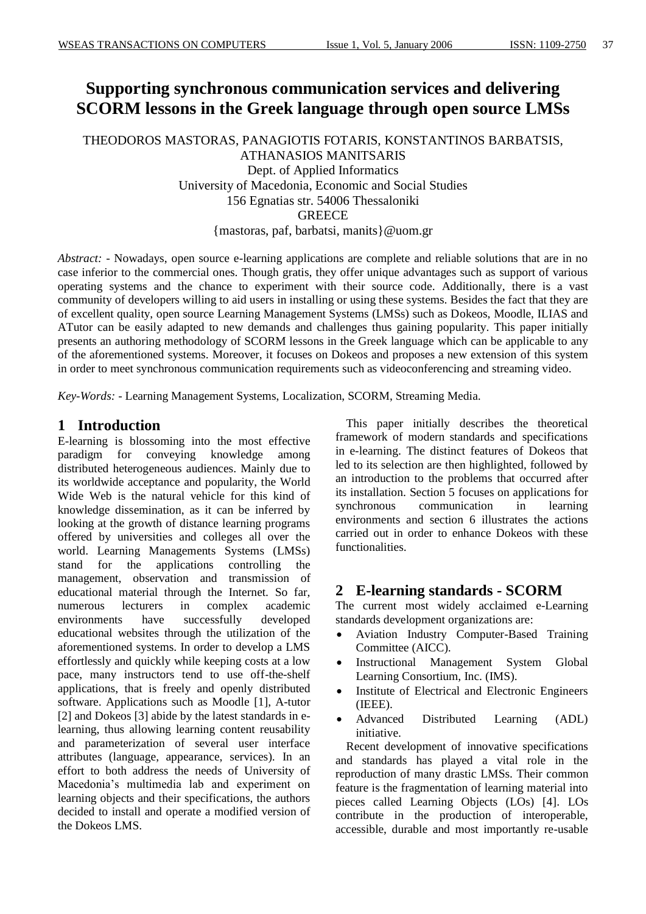# Supporting synchronous communication services and delivering SCORM lessons in the Greek language through open source LMSs

THEODOROS MASTORAS, PANAGIOTIS FOTARIS, KONSTANTINOS BARBATSIS, ATHANASIOS MANITSARIS
Dept. of Applied Informatics
University of Macedonia, Economic and Social Studies
156 Egnatias str. 54006 Thessaloniki
GREECE
{mastoras, paf, barbatsi, manits}@uom.gr

*Abstract:* - Nowadays, open source e-learning applications are complete and reliable solutions that are in no case inferior to the commercial ones. Though gratis, they offer unique advantages such as support of various operating systems and the chance to experiment with their source code. Additionally, there is a vast community of developers willing to aid users in installing or using these systems. Besides the fact that they are of excellent quality, open source Learning Management Systems (LMSs) such as Dokeos, Moodle, ILIAS and ATutor can be easily adapted to new demands and challenges thus gaining popularity. This paper initially presents an authoring methodology of SCORM lessons in the Greek language which can be applicable to any of the aforementioned systems. Moreover, it focuses on Dokeos and proposes a new extension of this system in order to meet synchronous communication requirements such as videoconferencing and streaming video.

*Key-Words:* - Learning Management Systems, Localization, SCORM, Streaming Media.

## 1 Introduction

E-learning is blossoming into the most effective paradigm for conveying knowledge among distributed heterogeneous audiences. Mainly due to its worldwide acceptance and popularity, the World Wide Web is the natural vehicle for this kind of knowledge dissemination, as it can be inferred by looking at the growth of distance learning programs offered by universities and colleges all over the world. Learning Managements Systems (LMSs) stand for the applications controlling the management, observation and transmission of educational material through the Internet. So far, numerous lecturers in complex academic environments have successfully developed educational websites through the utilization of the aforementioned systems. In order to develop a LMS effortlessly and quickly while keeping costs at a low pace, many instructors tend to use off-the-shelf applications, that is freely and openly distributed software. Applications such as Moodle [1], A-tutor [2] and Dokeos [3] abide by the latest standards in e-learning, thus allowing learning content reusability and parameterization of several user interface attributes (language, appearance, services). In an effort to both address the needs of University of Macedonia's multimedia lab and experiment on learning objects and their specifications, the authors decided to install and operate a modified version of the Dokeos LMS.

This paper initially describes the theoretical framework of modern standards and specifications in e-learning. The distinct features of Dokeos that led to its selection are then highlighted, followed by an introduction to the problems that occurred after its installation. Section 5 focuses on applications for synchronous communication in learning environments and section 6 illustrates the actions carried out in order to enhance Dokeos with these functionalities.

## 2 E-learning standards - SCORM

The current most widely acclaimed e-Learning standards development organizations are:

- Aviation Industry Computer-Based Training Committee (AICC).
- Instructional Management System Global Learning Consortium, Inc. (IMS).
- Institute of Electrical and Electronic Engineers (IEEE).
- Advanced Distributed Learning (ADL) initiative.

Recent development of innovative specifications and standards has played a vital role in the reproduction of many drastic LMSs. Their common feature is the fragmentation of learning material into pieces called Learning Objects (LOs) [4]. LOs contribute in the production of interoperable, accessible, durable and most importantly re-usable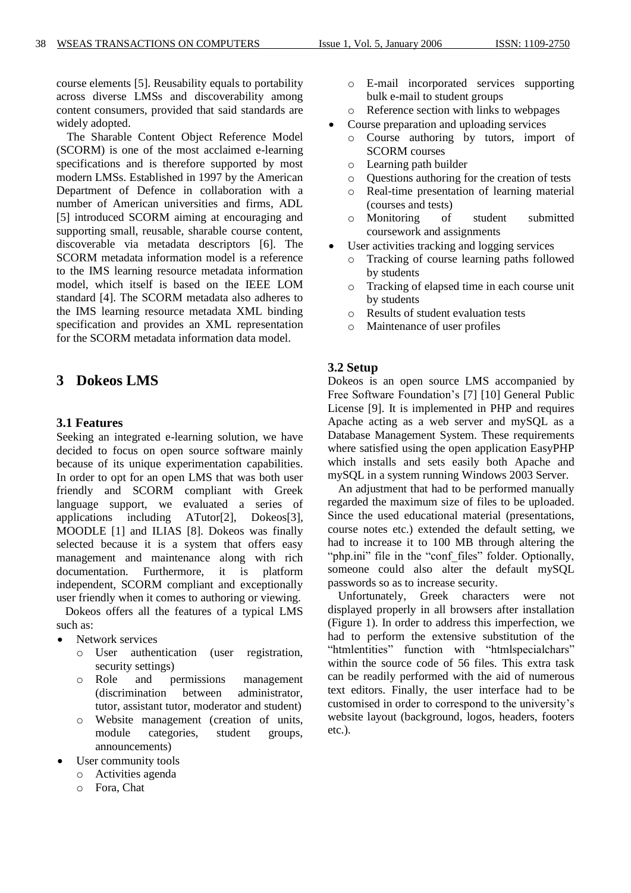course elements [5]. Reusability equals to portability across diverse LMSs and discoverability among content consumers, provided that said standards are widely adopted.

The Sharable Content Object Reference Model (SCORM) is one of the most acclaimed e-learning specifications and is therefore supported by most modern LMSs. Established in 1997 by the American Department of Defence in collaboration with a number of American universities and firms, ADL [5] introduced SCORM aiming at encouraging and supporting small, reusable, sharable course content, discoverable via metadata descriptors [6]. The SCORM metadata information model is a reference to the IMS learning resource metadata information model, which itself is based on the IEEE LOM standard [4]. The SCORM metadata also adheres to the IMS learning resource metadata XML binding specification and provides an XML representation for the SCORM metadata information data model.

## 3 Dokeos LMS

### 3.1 Features

Seeking an integrated e-learning solution, we have decided to focus on open source software mainly because of its unique experimentation capabilities. In order to opt for an open LMS that was both user friendly and SCORM compliant with Greek language support, we evaluated a series of applications including ATutor[2], Dokeos[3], MOODLE [1] and ILIAS [8]. Dokeos was finally selected because it is a system that offers easy management and maintenance along with rich documentation. Furthermore, it is platform independent, SCORM compliant and exceptionally user friendly when it comes to authoring or viewing.

Dokeos offers all the features of a typical LMS such as:

- Network services
  - User authentication (user registration, security settings)
  - Role and permissions management (discrimination between administrator, tutor, assistant tutor, moderator and student)
  - Website management (creation of units, module categories, student groups, announcements)
- User community tools
  - Activities agenda
  - Fora, Chat
  - E-mail incorporated services supporting bulk e-mail to student groups
  - Reference section with links to webpages
- Course preparation and uploading services
  - Course authoring by tutors, import of SCORM courses
  - Learning path builder
  - Questions authoring for the creation of tests
  - Real-time presentation of learning material (courses and tests)
  - Monitoring of student submitted coursework and assignments
- User activities tracking and logging services
  - Tracking of course learning paths followed by students
  - Tracking of elapsed time in each course unit by students
  - Results of student evaluation tests
  - Maintenance of user profiles

### 3.2 Setup

Dokeos is an open source LMS accompanied by Free Software Foundation's [7] [10] General Public License [9]. It is implemented in PHP and requires Apache acting as a web server and mySQL as a Database Management System. These requirements where satisfied using the open application EasyPHP which installs and sets easily both Apache and mySQL in a system running Windows 2003 Server.

An adjustment that had to be performed manually regarded the maximum size of files to be uploaded. Since the used educational material (presentations, course notes etc.) extended the default setting, we had to increase it to 100 MB through altering the "php.ini" file in the "conf_files" folder. Optionally, someone could also alter the default mySQL passwords so as to increase security.

Unfortunately, Greek characters were not displayed properly in all browsers after installation (Figure 1). In order to address this imperfection, we had to perform the extensive substitution of the "htmlentities" function with "htmlspecialchars" within the source code of 56 files. This extra task can be readily performed with the aid of numerous text editors. Finally, the user interface had to be customised in order to correspond to the university's website layout (background, logos, headers, footers etc.).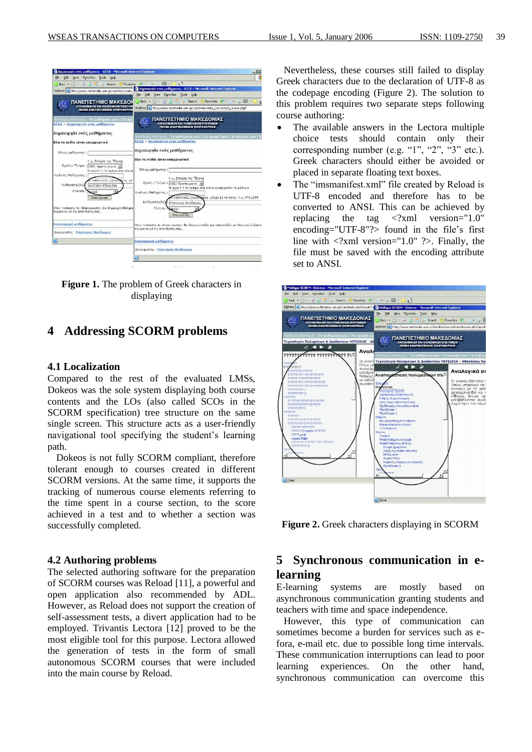Figure 1. The problem of Greek characters in displaying

# 4 Addressing SCORM problems

## 4.1 Localization

Compared to the rest of the evaluated LMSs, Dokeos was the sole system displaying both course contents and the LOs (also called SCOs in the SCORM specification) tree structure on the same single screen. This structure acts as a user-friendly navigational tool specifying the student's learning path.

Dokeos is not fully SCORM compliant, therefore tolerant enough to courses created in different SCORM versions. At the same time, it supports the tracking of numerous course elements referring to the time spent in a course section, to the score achieved in a test and to whether a section was successfully completed.

## 4.2 Authoring problems

The selected authoring software for the preparation of SCORM courses was Reload [11], a powerful and open application also recommended by ADL. However, as Reload does not support the creation of self-assessment tests, a divert application had to be employed. Trivantis Lectora [12] proved to be the most eligible tool for this purpose. Lectora allowed the generation of tests in the form of small autonomous SCORM courses that were included into the main course by Reload.

Nevertheless, these courses still failed to display Greek characters due to the declaration of UTF-8 as the codepage encoding (Figure 2). The solution to this problem requires two separate steps following course authoring:

- The available answers in the Lectora multiple choice tests should contain only their corresponding number (e.g. "1", "2", "3" etc.). Greek characters should either be avoided or placed in separate floating text boxes.
- The "imsmanifest.xml" file created by Reload is UTF-8 encoded and therefore has to be converted to ANSI. This can be achieved by replacing the tag <?xml version="1.0" encoding="UTF-8"?> found in the file's first line with <?xml version="1.0" ?>. Finally, the file must be saved with the encoding attribute set to ANSI.

Figure 2. Greek characters displaying in SCORM

# 5 Synchronous communication in e-learning

E-learning systems are mostly based on asynchronous communication granting students and teachers with time and space independence.

However, this type of communication can sometimes become a burden for services such as e-fora, e-mail etc. due to possible long time intervals. These communication interruptions can lead to poor learning experiences. On the other hand, synchronous communication can overcome this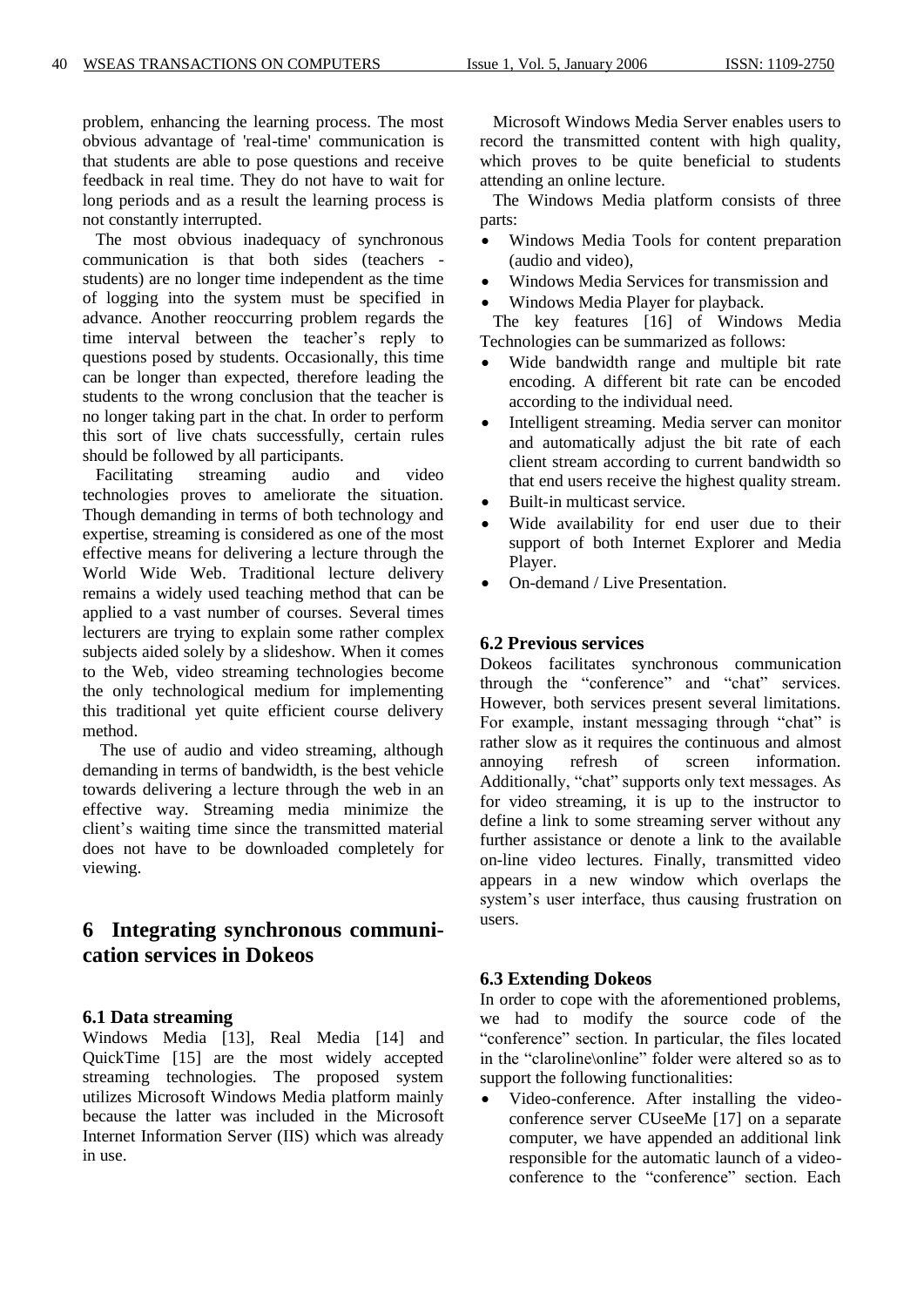problem, enhancing the learning process. The most obvious advantage of 'real-time' communication is that students are able to pose questions and receive feedback in real time. They do not have to wait for long periods and as a result the learning process is not constantly interrupted.

The most obvious inadequacy of synchronous communication is that both sides (teachers - students) are no longer time independent as the time of logging into the system must be specified in advance. Another reoccurring problem regards the time interval between the teacher's reply to questions posed by students. Occasionally, this time can be longer than expected, therefore leading the students to the wrong conclusion that the teacher is no longer taking part in the chat. In order to perform this sort of live chats successfully, certain rules should be followed by all participants.

Facilitating streaming audio and video technologies proves to ameliorate the situation. Though demanding in terms of both technology and expertise, streaming is considered as one of the most effective means for delivering a lecture through the World Wide Web. Traditional lecture delivery remains a widely used teaching method that can be applied to a vast number of courses. Several times lecturers are trying to explain some rather complex subjects aided solely by a slideshow. When it comes to the Web, video streaming technologies become the only technological medium for implementing this traditional yet quite efficient course delivery method.

The use of audio and video streaming, although demanding in terms of bandwidth, is the best vehicle towards delivering a lecture through the web in an effective way. Streaming media minimize the client's waiting time since the transmitted material does not have to be downloaded completely for viewing.

## 6 Integrating synchronous communication services in Dokeos

### 6.1 Data streaming

Windows Media [13], Real Media [14] and QuickTime [15] are the most widely accepted streaming technologies. The proposed system utilizes Microsoft Windows Media platform mainly because the latter was included in the Microsoft Internet Information Server (IIS) which was already in use.

Microsoft Windows Media Server enables users to record the transmitted content with high quality, which proves to be quite beneficial to students attending an online lecture.

The Windows Media platform consists of three parts:

- Windows Media Tools for content preparation (audio and video),
- Windows Media Services for transmission and
- Windows Media Player for playback.

The key features [16] of Windows Media Technologies can be summarized as follows:

- Wide bandwidth range and multiple bit rate encoding. A different bit rate can be encoded according to the individual need.
- Intelligent streaming. Media server can monitor and automatically adjust the bit rate of each client stream according to current bandwidth so that end users receive the highest quality stream.
- Built-in multicast service.
- Wide availability for end user due to their support of both Internet Explorer and Media Player.
- On-demand / Live Presentation.

### 6.2 Previous services

Dokeos facilitates synchronous communication through the "conference" and "chat" services. However, both services present several limitations. For example, instant messaging through "chat" is rather slow as it requires the continuous and almost annoying refresh of screen information. Additionally, "chat" supports only text messages. As for video streaming, it is up to the instructor to define a link to some streaming server without any further assistance or denote a link to the available on-line video lectures. Finally, transmitted video appears in a new window which overlaps the system's user interface, thus causing frustration on users.

### 6.3 Extending Dokeos

In order to cope with the aforementioned problems, we had to modify the source code of the "conference" section. In particular, the files located in the "claroline\online" folder were altered so as to support the following functionalities:

- Video-conference. After installing the video-conference server CUseeMe [17] on a separate computer, we have appended an additional link responsible for the automatic launch of a video-conference to the "conference" section. Each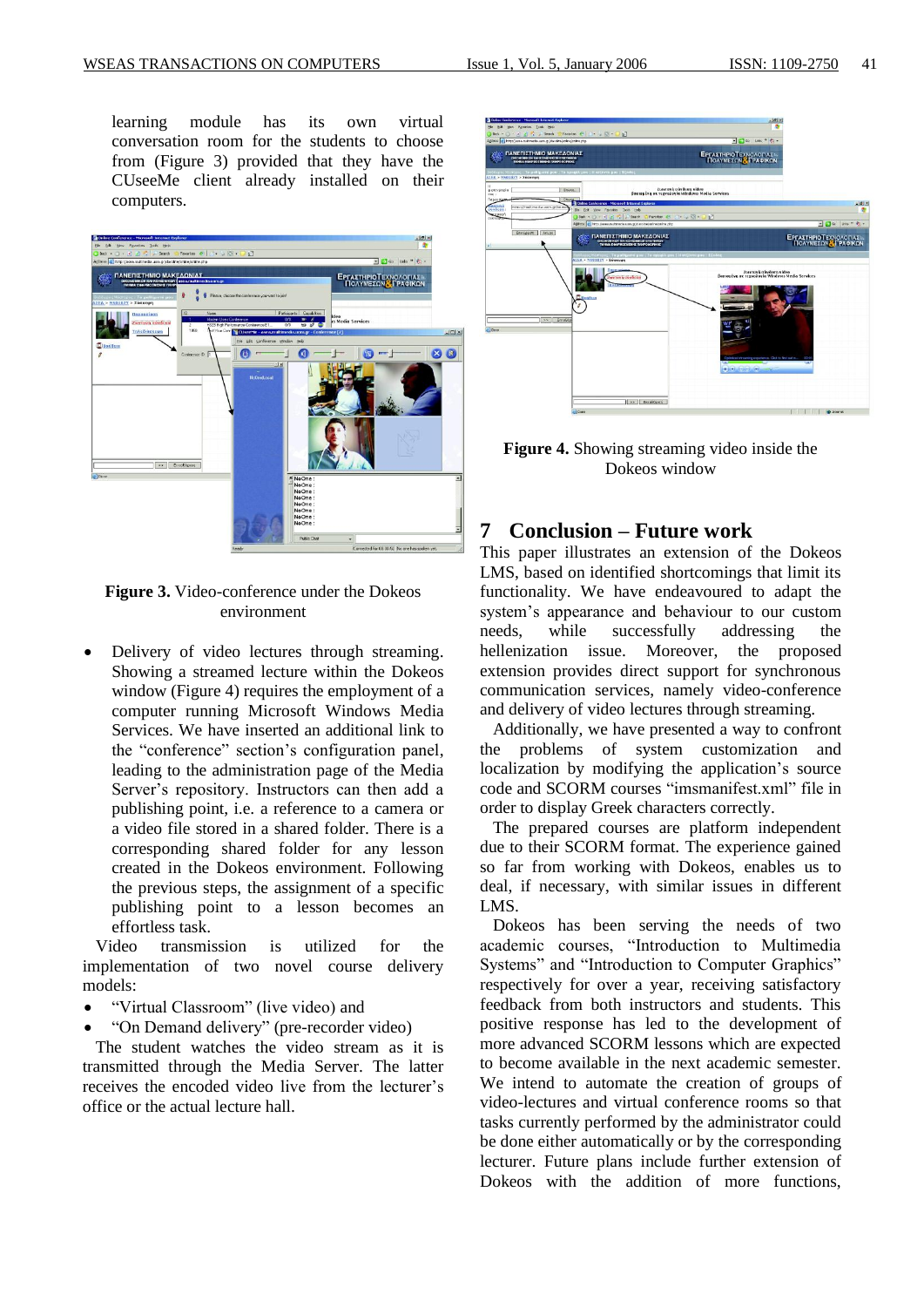learning module has its own virtual conversation room for the students to choose from (Figure 3) provided that they have the CUseeMe client already installed on their computers.

**Figure 3.** Video-conference under the Dokeos environment

- Delivery of video lectures through streaming. Showing a streamed lecture within the Dokeos window (Figure 4) requires the employment of a computer running Microsoft Windows Media Services. We have inserted an additional link to the "conference" section's configuration panel, leading to the administration page of the Media Server's repository. Instructors can then add a publishing point, i.e. a reference to a camera or a video file stored in a shared folder. There is a corresponding shared folder for any lesson created in the Dokeos environment. Following the previous steps, the assignment of a specific publishing point to a lesson becomes an effortless task.

Video transmission is utilized for the implementation of two novel course delivery models:

- "Virtual Classroom" (live video) and
- "On Demand delivery" (pre-recorder video)

The student watches the video stream as it is transmitted through the Media Server. The latter receives the encoded video live from the lecturer's office or the actual lecture hall.

**Figure 4.** Showing streaming video inside the Dokeos window

## 7 Conclusion – Future work

This paper illustrates an extension of the Dokeos LMS, based on identified shortcomings that limit its functionality. We have endeavoured to adapt the system's appearance and behaviour to our custom needs, while successfully addressing the hellenization issue. Moreover, the proposed extension provides direct support for synchronous communication services, namely video-conference and delivery of video lectures through streaming.

Additionally, we have presented a way to confront the problems of system customization and localization by modifying the application's source code and SCORM courses "imsmanifest.xml" file in order to display Greek characters correctly.

The prepared courses are platform independent due to their SCORM format. The experience gained so far from working with Dokeos, enables us to deal, if necessary, with similar issues in different LMS.

Dokeos has been serving the needs of two academic courses, "Introduction to Multimedia Systems" and "Introduction to Computer Graphics" respectively for over a year, receiving satisfactory feedback from both instructors and students. This positive response has led to the development of more advanced SCORM lessons which are expected to become available in the next academic semester. We intend to automate the creation of groups of video-lectures and virtual conference rooms so that tasks currently performed by the administrator could be done either automatically or by the corresponding lecturer. Future plans include further extension of Dokeos with the addition of more functions,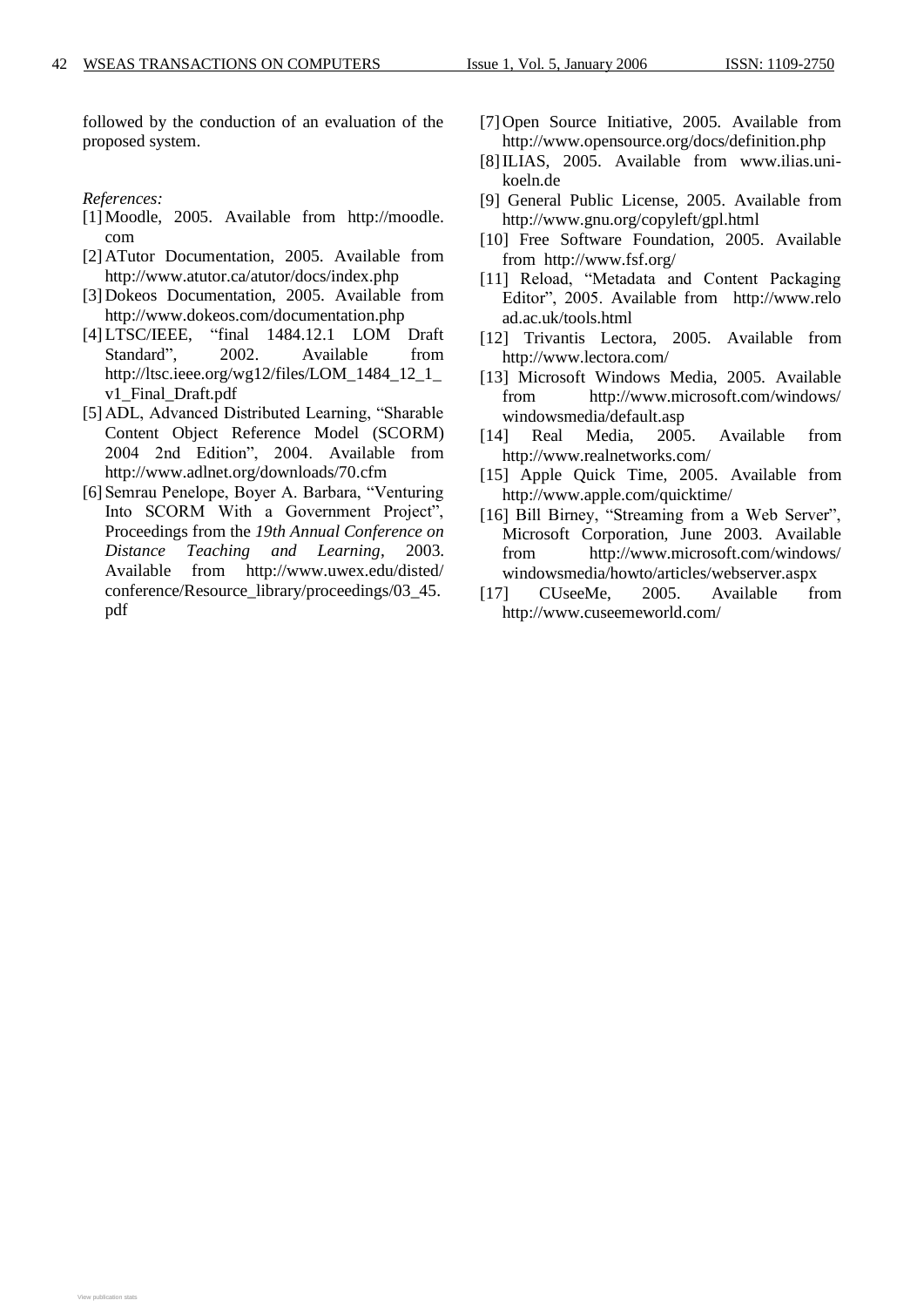followed by the conduction of an evaluation of the proposed system.

*References:*

[1] Moodle, 2005. Available from http://moodle.com

[2] ATutor Documentation, 2005. Available from http://www.atutor.ca/atutor/docs/index.php

[3] Dokeos Documentation, 2005. Available from http://www.dokeos.com/documentation.php

[4] LTSC/IEEE, "final 1484.12.1 LOM Draft Standard", 2002. Available from http://ltsc.ieee.org/wg12/files/LOM_1484_12_1_v1_Final_Draft.pdf

[5] ADL, Advanced Distributed Learning, "Sharable Content Object Reference Model (SCORM) 2004 2nd Edition", 2004. Available from http://www.adlnet.org/downloads/70.cfm

[6] Semrau Penelope, Boyer A. Barbara, "Venturing Into SCORM With a Government Project", Proceedings from the *19th Annual Conference on Distance Teaching and Learning*, 2003. Available from http://www.uwex.edu/disted/conference/Resource_library/proceedings/03_45.pdf

[7] Open Source Initiative, 2005. Available from http://www.opensource.org/docs/definition.php

[8] ILIAS, 2005. Available from www.ilias.uni-koeln.de

[9] General Public License, 2005. Available from http://www.gnu.org/copyleft/gpl.html

[10] Free Software Foundation, 2005. Available from http://www.fsf.org/

[11] Reload, "Metadata and Content Packaging Editor", 2005. Available from http://www.reload.ac.uk/tools.html

[12] Trivantis Lectora, 2005. Available from http://www.lectora.com/

[13] Microsoft Windows Media, 2005. Available from http://www.microsoft.com/windows/windowsmedia/default.asp

[14] Real Media, 2005. Available from http://www.realnetworks.com/

[15] Apple Quick Time, 2005. Available from http://www.apple.com/quicktime/

[16] Bill Birney, "Streaming from a Web Server", Microsoft Corporation, June 2003. Available from http://www.microsoft.com/windows/windowsmedia/howto/articles/webserver.aspx

[17] CUseeMe, 2005. Available from http://www.cuseemeworld.com/